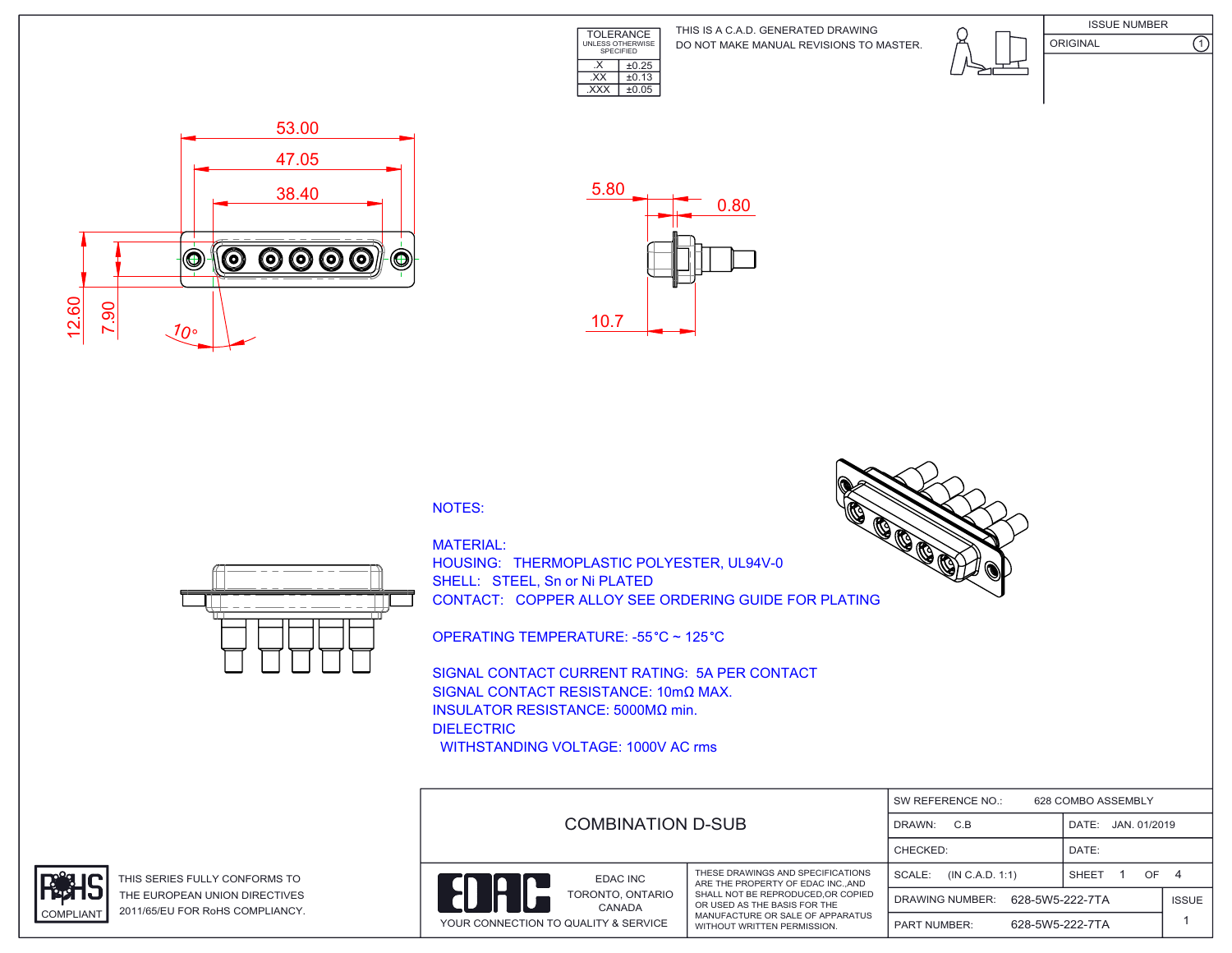| TOLERANCE UNLESS OTHERWISE SPECIFIED | |
|---|---|
| .X | ±0.25 |
| .XX | ±0.13 |
| .XXX | ±0.05 |

THIS IS A C.A.D. GENERATED DRAWING
DO NOT MAKE MANUAL REVISIONS TO MASTER.

| ISSUE NUMBER | |
|---|---|
| ORIGINAL | 1 |

53.00
47.05
38.40
12.60
7.90
10°

5.80
0.80
10.7

NOTES:

MATERIAL:
HOUSING: THERMOPLASTIC POLYESTER, UL94V-0
SHELL: STEEL, Sn or Ni PLATED
CONTACT: COPPER ALLOY SEE ORDERING GUIDE FOR PLATING

OPERATING TEMPERATURE: -55°C ~ 125°C

SIGNAL CONTACT CURRENT RATING: 5A PER CONTACT
SIGNAL CONTACT RESISTANCE: 10mΩ MAX.
INSULATOR RESISTANCE: 5000MΩ min.
DIELECTRIC
WITHSTANDING VOLTAGE: 1000V AC rms

RoHS COMPLIANT

THIS SERIES FULLY CONFORMS TO THE EUROPEAN UNION DIRECTIVES 2011/65/EU FOR RoHS COMPLIANCY.

COMBINATION D-SUB

EDAC INC
TORONTO, ONTARIO
CANADA
YOUR CONNECTION TO QUALITY & SERVICE

THESE DRAWINGS AND SPECIFICATIONS ARE THE PROPERTY OF EDAC INC.,AND SHALL NOT BE REPRODUCED,OR COPIED OR USED AS THE BASIS FOR THE MANUFACTURE OR SALE OF APPARATUS WITHOUT WRITTEN PERMISSION.

| | | |
|---|---|---|
| SW REFERENCE NO.: 628 COMBO ASSEMBLY | | |
| DRAWN: C.B | DATE: JAN. 01/2019 | |
| CHECKED: | DATE: | |
| SCALE: (IN C.A.D. 1:1) | SHEET 1 OF 4 | |
| DRAWING NUMBER: 628-5W5-222-7TA | | ISSUE |
| PART NUMBER: 628-5W5-222-7TA | | 1 |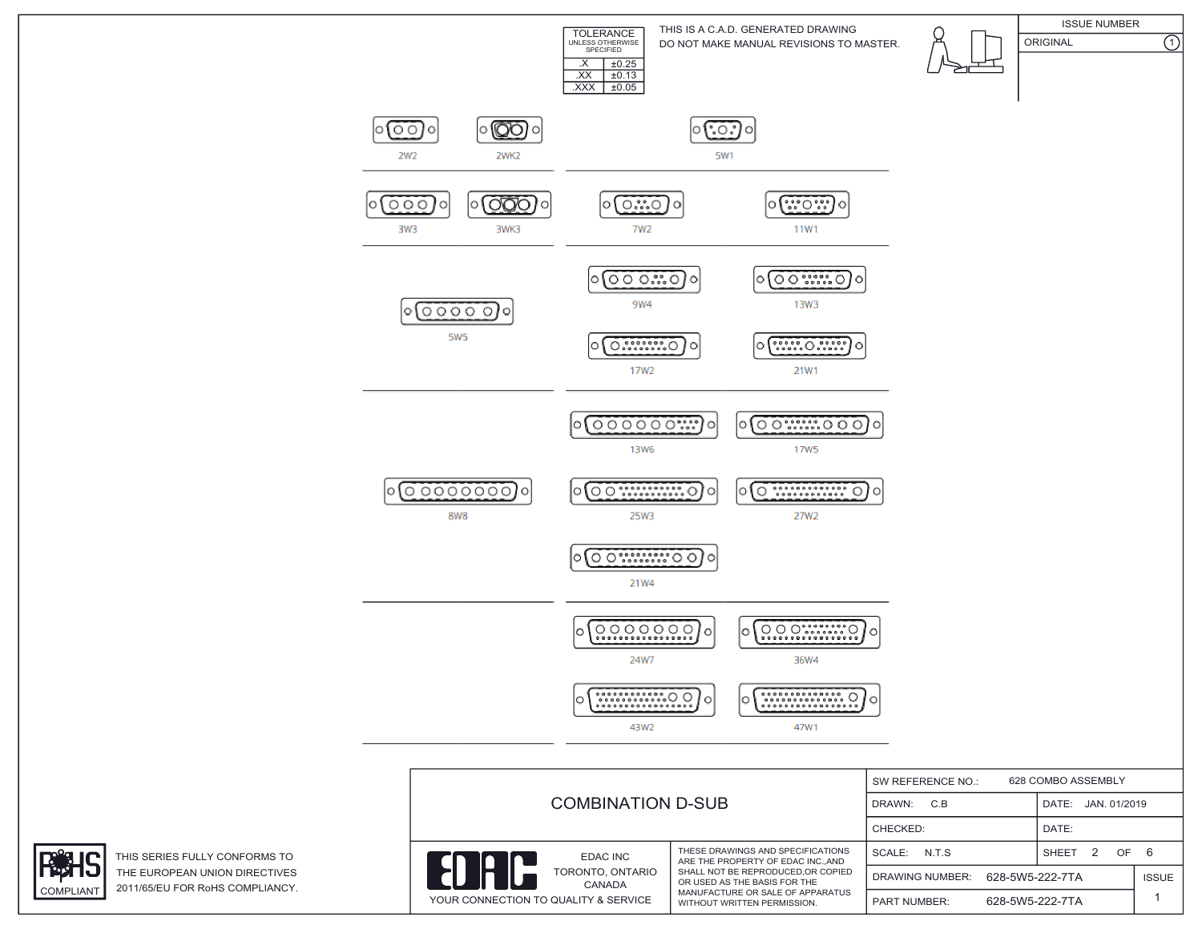| TOLERANCE UNLESS OTHERWISE SPECIFIED | |
|---|---|
| .X | ±0.25 |
| .XX | ±0.13 |
| .XXX | ±0.05 |

THIS IS A C.A.D. GENERATED DRAWING
DO NOT MAKE MANUAL REVISIONS TO MASTER.

| ISSUE NUMBER | |
|---|---|
| ORIGINAL | 1 |

2W2 2WK2 5W1

3W3 3WK3 7W2 11W1

5W5 9W4 13W3 17W2 21W1

8W8 13W6 17W5 25W3 27W2 21W4

24W7 36W4 43W2 47W1

# COMBINATION D-SUB

| | | | |
|---|---|---|---|
| SW REFERENCE NO.: | 628 COMBO ASSEMBLY | | |
| DRAWN: C.B | | DATE: JAN. 01/2019 | |
| CHECKED: | | DATE: | |
| SCALE: N.T.S | | SHEET 2 OF 6 | |
| DRAWING NUMBER: | 628-5W5-222-7TA | | ISSUE |
| PART NUMBER: | 628-5W5-222-7TA | | 1 |

EDAC INC
TORONTO, ONTARIO
CANADA

YOUR CONNECTION TO QUALITY & SERVICE

THESE DRAWINGS AND SPECIFICATIONS ARE THE PROPERTY OF EDAC INC.,AND SHALL NOT BE REPRODUCED,OR COPIED OR USED AS THE BASIS FOR THE MANUFACTURE OR SALE OF APPARATUS WITHOUT WRITTEN PERMISSION.

RoHS COMPLIANT

THIS SERIES FULLY CONFORMS TO THE EUROPEAN UNION DIRECTIVES 2011/65/EU FOR RoHS COMPLIANCY.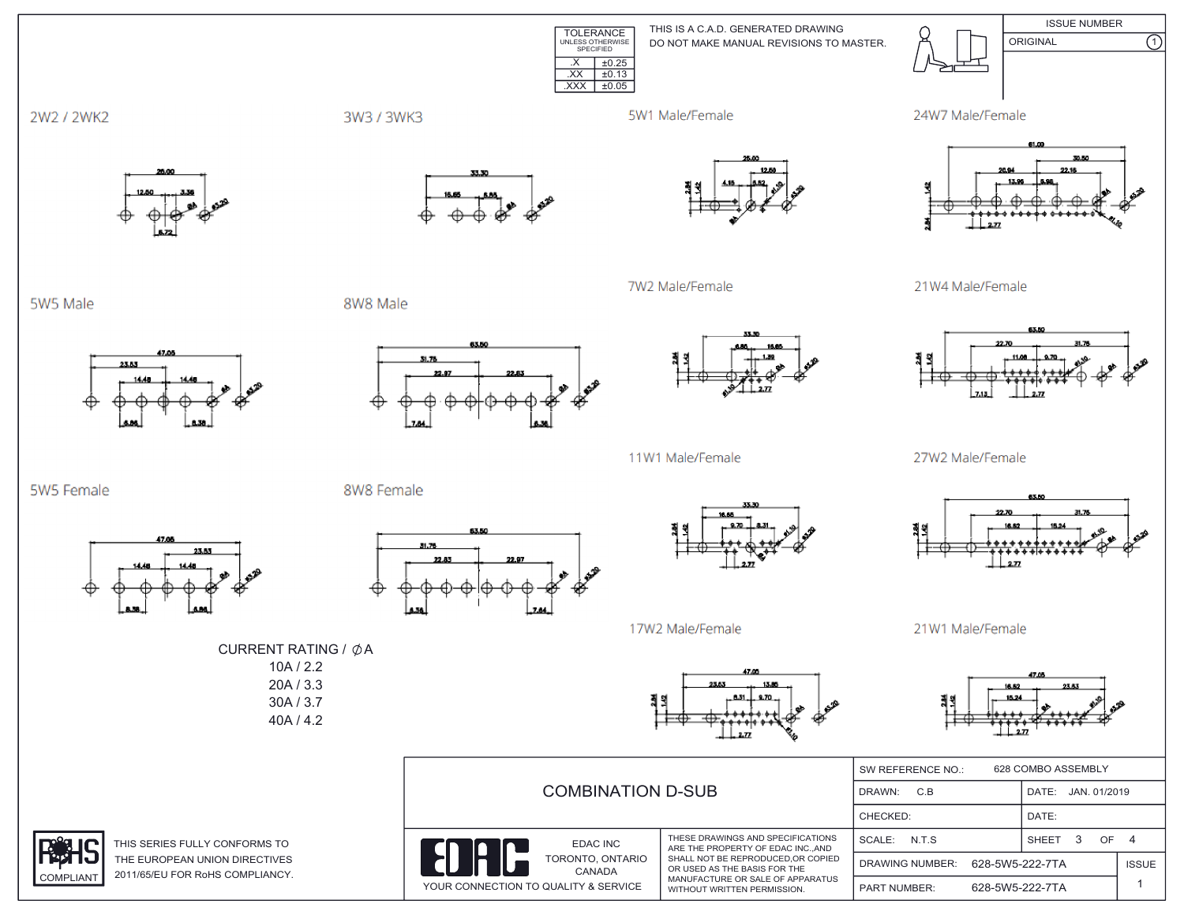| TOLERANCE UNLESS OTHERWISE SPECIFIED | |
|---|---|
| .X | ±0.25 |
| .XX | ±0.13 |
| .XXX | ±0.05 |

THIS IS A C.A.D. GENERATED DRAWING
DO NOT MAKE MANUAL REVISIONS TO MASTER.

| ISSUE NUMBER | |
|---|---|
| ORIGINAL | 1 |

## 2W2 / 2WK2

26.00, 12.50, 3.38, 6.72, ØA, Ø3.20

## 3W3 / 3WK3

33.30, 16.65, 6.86, ØA, Ø3.20

## 5W1 Male/Female

25.00, 12.50, 4.15, 5.52, 2.84, 1.42, ØA, Ø1.10, Ø3.20

## 24W7 Male/Female

61.09, 30.50, 26.94, 22.16, 13.96, 5.98, 1.42, 2.84, 2.77, ØA, Ø3.20, Ø1.10

## 5W5 Male

47.05, 23.53, 14.48, 14.48, 6.86, 8.38, ØA, Ø3.20

## 8W8 Male

63.50, 31.75, 22.97, 22.83, 7.64, 6.36, ØA, Ø3.20

## 7W2 Male/Female

33.30, 6.86, 16.65, 1.39, 2.84, 1.42, 2.77, Ø1.10, ØA, Ø3.20

## 21W4 Male/Female

63.50, 22.70, 31.75, 11.08, 9.70, 2.84, 1.42, 7.13, 2.77, Ø1.10, ØA, Ø3.20

## 5W5 Female

47.05, 23.53, 14.48, 14.48, 8.38, 6.86, ØA, Ø3.20

## 8W8 Female

63.50, 31.75, 22.83, 22.97, 6.36, 7.64, ØA, Ø3.20

## 11W1 Male/Female

33.30, 16.65, 9.70, 8.31, 2.84, 1.42, 2.77, Ø1.10, Ø3.20

## 27W2 Male/Female

63.50, 22.70, 31.75, 16.62, 15.24, 2.84, 1.42, 2.77, Ø1.10, ØA, Ø3.20

CURRENT RATING / ∅A
10A / 2.2
20A / 3.3
30A / 3.7
40A / 4.2

## 17W2 Male/Female

47.05, 23.53, 13.85, 8.31, 9.70, 2.84, 1.42, 2.77, ØA, Ø3.20, Ø1.10

## 21W1 Male/Female

47.05, 16.62, 23.53, 15.24, 2.84, 1.42, 2.77, ØA, Ø1.10, Ø3.20

RoHS COMPLIANT

THIS SERIES FULLY CONFORMS TO THE EUROPEAN UNION DIRECTIVES 2011/65/EU FOR RoHS COMPLIANCY.

# COMBINATION D-SUB

EDAC
EDAC INC
TORONTO, ONTARIO
CANADA
YOUR CONNECTION TO QUALITY & SERVICE

THESE DRAWINGS AND SPECIFICATIONS ARE THE PROPERTY OF EDAC INC.,AND SHALL NOT BE REPRODUCED,OR COPIED OR USED AS THE BASIS FOR THE MANUFACTURE OR SALE OF APPARATUS WITHOUT WRITTEN PERMISSION.

| SW REFERENCE NO.: 628 COMBO ASSEMBLY | | |
|---|---|---|
| DRAWN: C.B | DATE: JAN. 01/2019 | |
| CHECKED: | DATE: | |
| SCALE: N.T.S | SHEET 3 OF 4 | |
| DRAWING NUMBER: 628-5W5-222-7TA | | ISSUE |
| PART NUMBER: 628-5W5-222-7TA | | 1 |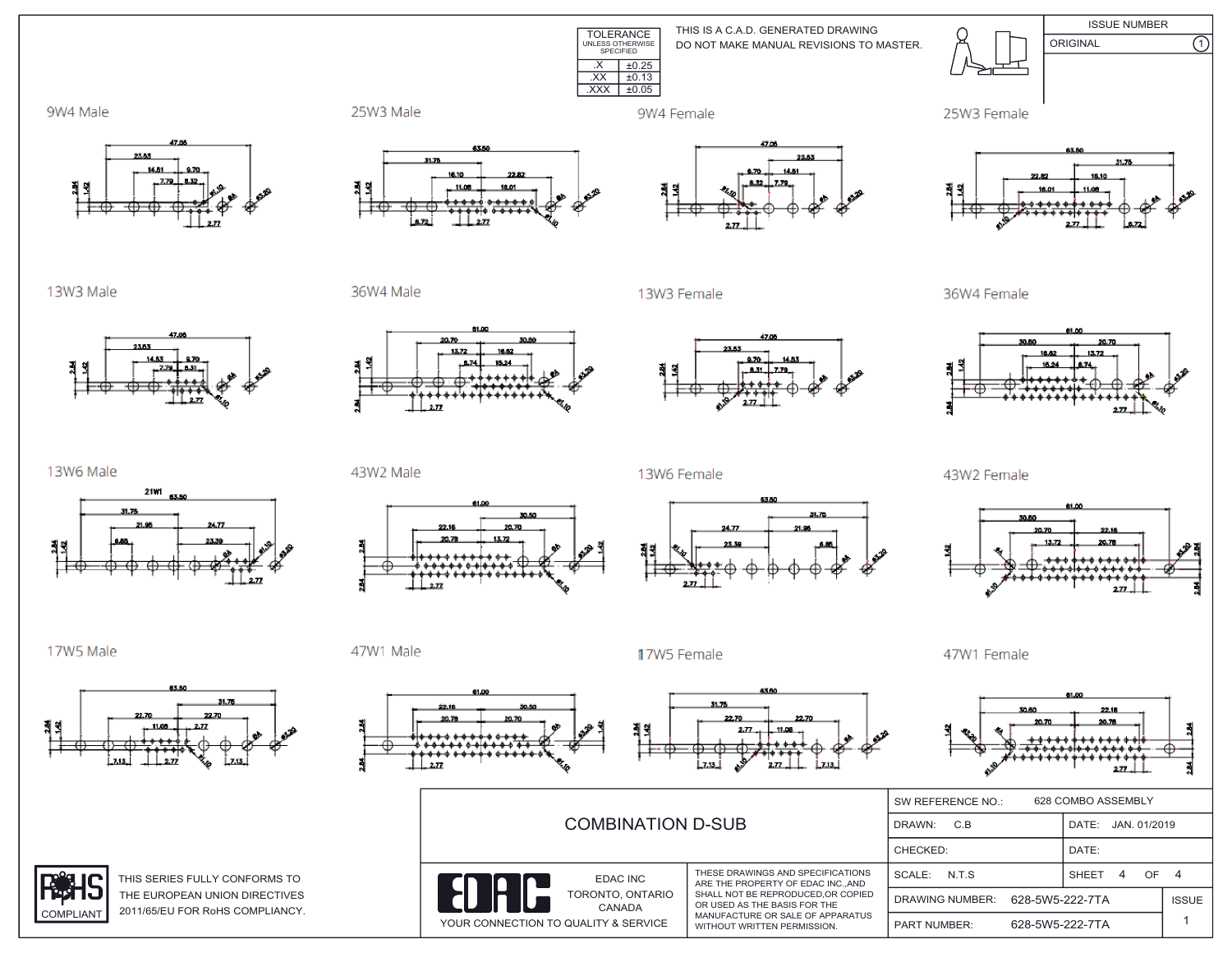| TOLERANCE UNLESS OTHERWISE SPECIFIED | |
|---|---|
| .X | ±0.25 |
| .XX | ±0.13 |
| .XXX | ±0.05 |

THIS IS A C.A.D. GENERATED DRAWING
DO NOT MAKE MANUAL REVISIONS TO MASTER.

| ISSUE NUMBER | |
|---|---|
| ORIGINAL | 1 |

9W4 Male

47.06
23.53
14.81
9.70
7.79
8.32
2.84
1.42
2.77
ø1.10
ø4
ø3.20

25W3 Male

63.50
31.75
16.10
22.82
11.08
18.01
2.84
1.42
6.72
2.77
ø4
ø3.20
ø1.10

9W4 Female

47.06
23.53
9.70
14.81
8.32
7.79
2.84
1.42
ø1.10
2.77
ø4
ø3.20

25W3 Female

63.50
31.75
22.82
16.10
18.01
11.08
2.84
1.42
ø1.10
2.77
6.72
ø4
ø3.20

13W3 Male

47.06
23.53
14.53
9.70
7.79
8.31
2.84
1.42
2.77
ø4
ø3.20
ø1.10

36W4 Male

61.00
20.70
30.50
13.72
16.62
8.74
15.24
2.84
1.42
2.84
2.77
ø4
ø3.20
ø1.10

13W3 Female

47.06
23.53
9.70
14.53
8.31
7.79
2.84
1.42
ø1.10
2.77
ø4
ø3.20

36W4 Female

61.00
30.50
20.70
16.62
13.72
15.24
8.74
2.84
1.42
2.84
2.77
ø4
ø3.20
ø1.10

13W6 Male

21W1
63.50
31.75
21.96
24.77
6.86
23.39
2.84
1.42
2.77
ø4
ø1.10
ø3.20

43W2 Male

61.00
30.50
22.16
20.70
20.78
13.72
2.84
1.42
2.84
2.77
ø4
ø3.20
ø1.10

13W6 Female

63.50
31.75
24.77
21.96
23.39
6.86
2.84
1.42
ø1.10
2.77
ø4
ø3.20

43W2 Female

61.00
30.50
20.70
22.16
13.72
20.78
1.42
2.84
2.84
ø4
ø1.10
2.77
ø3.20

17W5 Male

63.50
31.75
22.70
22.70
11.08
2.77
2.84
1.42
7.13
2.77
7.13
ø1.10
ø4
ø3.20

47W1 Male

61.00
22.16
30.50
20.78
20.70
2.84
2.84
1.42
2.77
ø4
ø3.20
ø1.10

17W5 Female

63.50
31.75
22.70
22.70
2.77
11.08
2.84
1.42
7.13
ø1.10
2.77
7.13
ø4
ø3.20

47W1 Female

61.00
30.50
22.16
20.70
20.78
1.42
2.84
ø3.20
ø4
ø1.10
2.77

RoHS COMPLIANT

THIS SERIES FULLY CONFORMS TO THE EUROPEAN UNION DIRECTIVES 2011/65/EU FOR RoHS COMPLIANCY.

COMBINATION D-SUB

EDAC

EDAC INC
TORONTO, ONTARIO
CANADA

YOUR CONNECTION TO QUALITY & SERVICE

THESE DRAWINGS AND SPECIFICATIONS ARE THE PROPERTY OF EDAC INC.,AND SHALL NOT BE REPRODUCED,OR COPIED OR USED AS THE BASIS FOR THE MANUFACTURE OR SALE OF APPARATUS WITHOUT WRITTEN PERMISSION.

| | | | |
|---|---|---|---|
| SW REFERENCE NO.: | 628 COMBO ASSEMBLY | | |
| DRAWN: C.B | | DATE: JAN. 01/2019 | |
| CHECKED: | | DATE: | |
| SCALE: N.T.S | | SHEET 4 OF 4 | |
| DRAWING NUMBER: | 628-5W5-222-7TA | | ISSUE |
| PART NUMBER: | 628-5W5-222-7TA | | 1 |